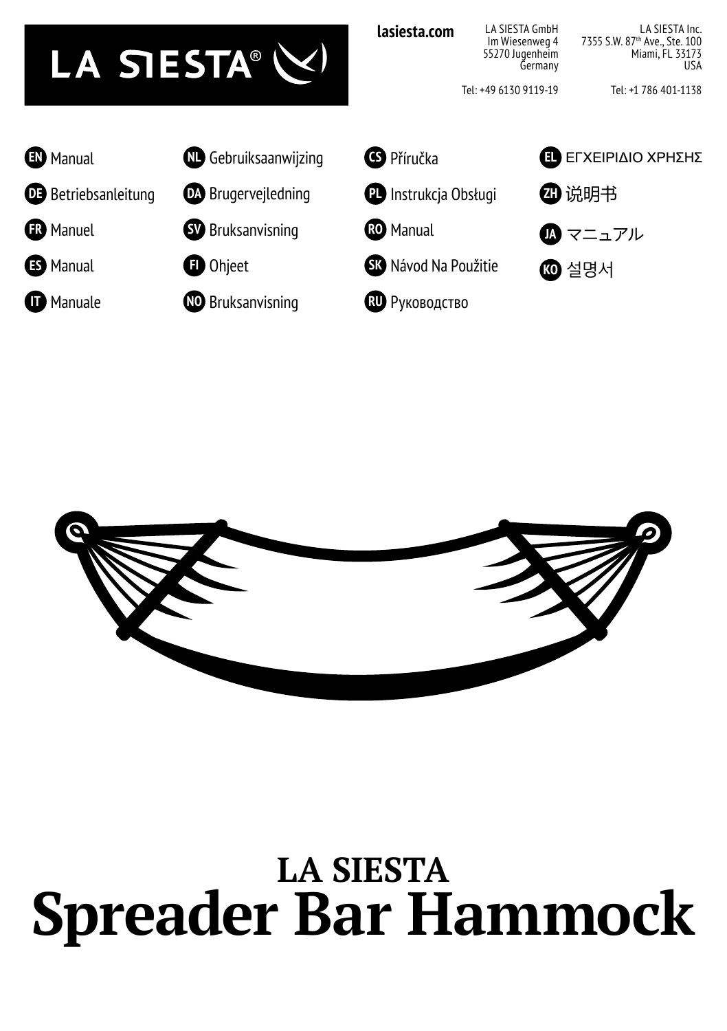LA SIESTA®

lasiesta.com

LA SIESTA GmbH
Im Wiesenweg 4
55270 Jugenheim
Germany

Tel: +49 6130 9119-19

LA SIESTA Inc.
7355 S.W. 87th Ave., Ste. 100
Miami, FL 33173
USA

Tel: +1 786 401-1138

- EN Manual
- DE Betriebsanleitung
- FR Manuel
- ES Manual
- IT Manuale
- NL Gebruiksaanwijzing
- DA Brugervejledning
- SV Bruksanvisning
- FI Ohjeet
- NO Bruksanvisning
- CS Příručka
- PL Instrukcja Obsługi
- RO Manual
- SK Návod Na Použitie
- RU Руководство
- EL ΕΓΧΕΙΡΙΔΙΟ ΧΡΗΣΗΣ
- ZH 说明书
- JA マニュアル
- KO 설명서

# LA SIESTA Spreader Bar Hammock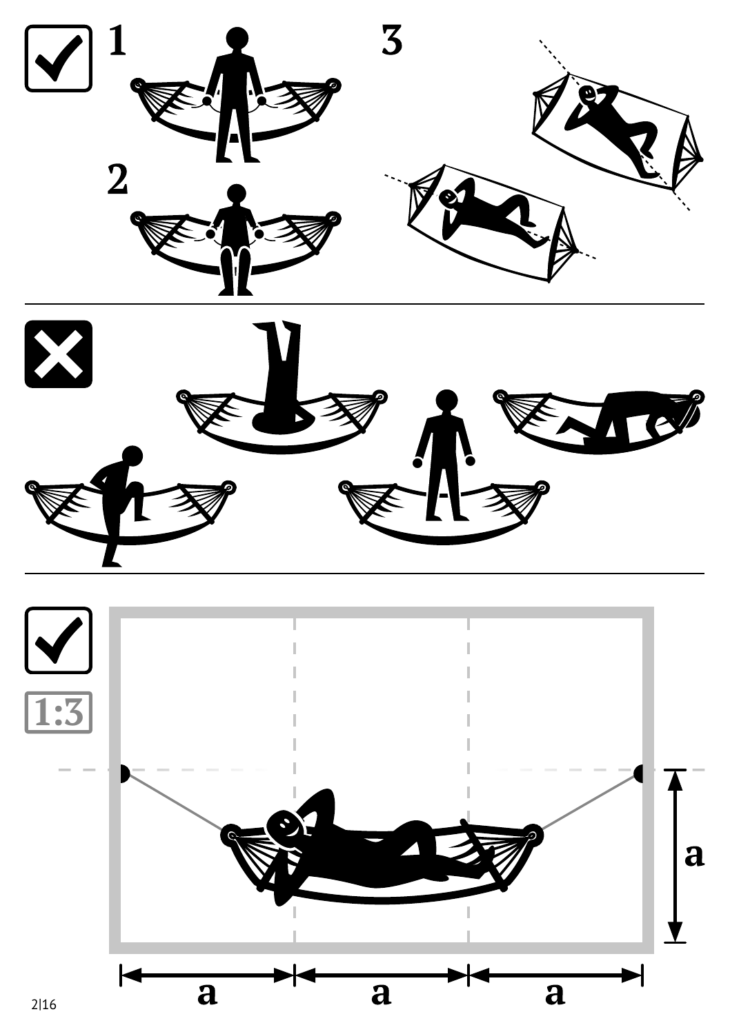1

2

3

1:3

a

a

a

a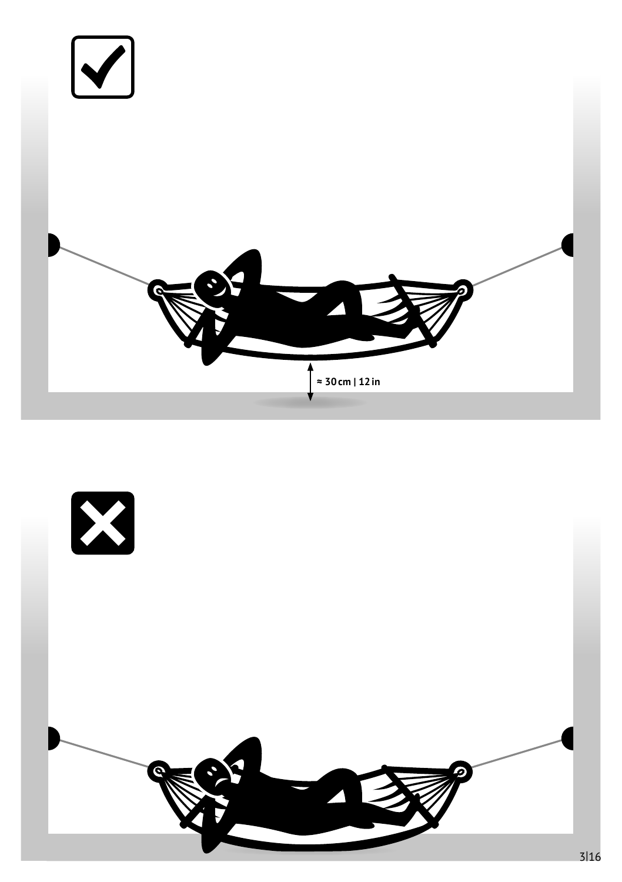≈ 30 cm | 12 in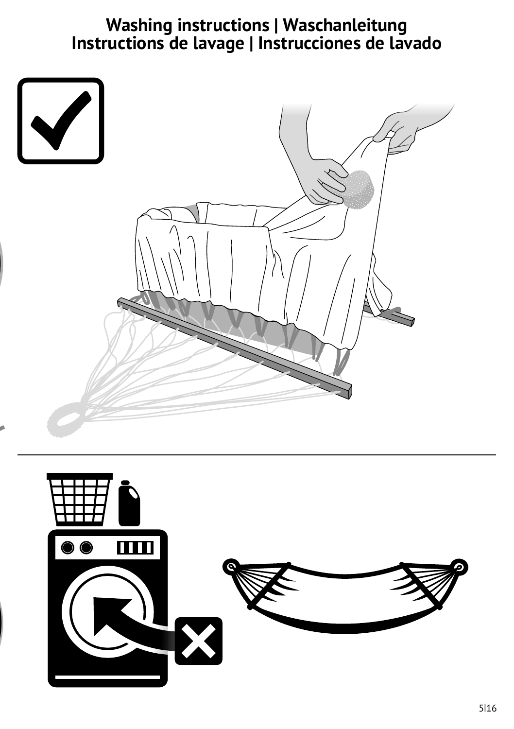# Washing instructions | Waschanleitung
# Instructions de lavage | Instrucciones de lavado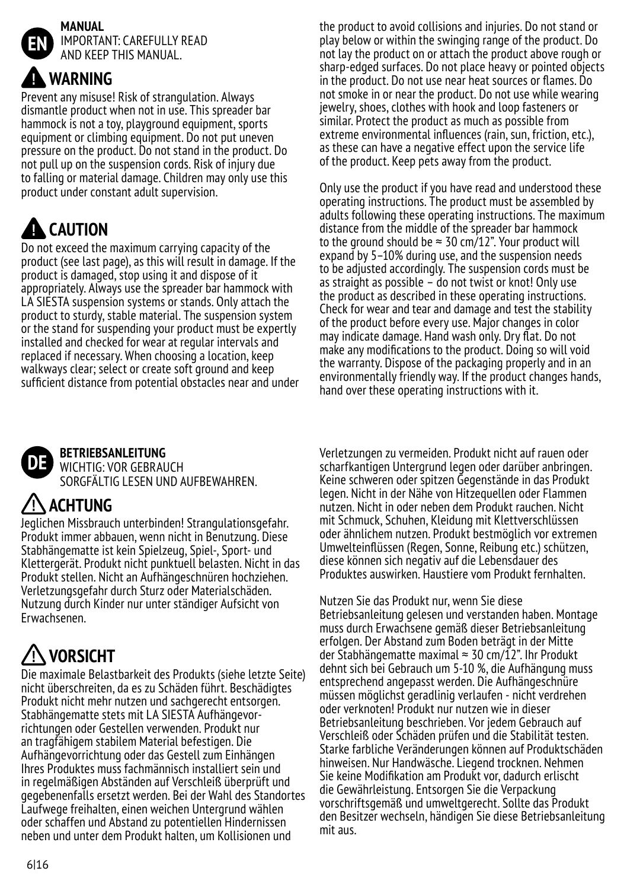**EN**

**MANUAL**
IMPORTANT: CAREFULLY READ AND KEEP THIS MANUAL.

## WARNING

Prevent any misuse! Risk of strangulation. Always dismantle product when not in use. This spreader bar hammock is not a toy, playground equipment, sports equipment or climbing equipment. Do not put uneven pressure on the product. Do not stand in the product. Do not pull up on the suspension cords. Risk of injury due to falling or material damage. Children may only use this product under constant adult supervision.

## CAUTION

Do not exceed the maximum carrying capacity of the product (see last page), as this will result in damage. If the product is damaged, stop using it and dispose of it appropriately. Always use the spreader bar hammock with LA SIESTA suspension systems or stands. Only attach the product to sturdy, stable material. The suspension system or the stand for suspending your product must be expertly installed and checked for wear at regular intervals and replaced if necessary. When choosing a location, keep walkways clear; select or create soft ground and keep sufficient distance from potential obstacles near and under the product to avoid collisions and injuries. Do not stand or play below or within the swinging range of the product. Do not lay the product on or attach the product above rough or sharp-edged surfaces. Do not place heavy or pointed objects in the product. Do not use near heat sources or flames. Do not smoke in or near the product. Do not use while wearing jewelry, shoes, clothes with hook and loop fasteners or similar. Protect the product as much as possible from extreme environmental influences (rain, sun, friction, etc.), as these can have a negative effect upon the service life of the product. Keep pets away from the product.

Only use the product if you have read and understood these operating instructions. The product must be assembled by adults following these operating instructions. The maximum distance from the middle of the spreader bar hammock to the ground should be ≈ 30 cm/12". Your product will expand by 5–10% during use, and the suspension needs to be adjusted accordingly. The suspension cords must be as straight as possible – do not twist or knot! Only use the product as described in these operating instructions. Check for wear and tear and damage and test the stability of the product before every use. Major changes in color may indicate damage. Hand wash only. Dry flat. Do not make any modifications to the product. Doing so will void the warranty. Dispose of the packaging properly and in an environmentally friendly way. If the product changes hands, hand over these operating instructions with it.

**DE**

**BETRIEBSANLEITUNG**
WICHTIG: VOR GEBRAUCH SORGFÄLTIG LESEN UND AUFBEWAHREN.

## ACHTUNG

Jeglichen Missbrauch unterbinden! Strangulationsgefahr. Produkt immer abbauen, wenn nicht in Benutzung. Diese Stabhängematte ist kein Spielzeug, Spiel-, Sport- und Klettergerät. Produkt nicht punktuell belasten. Nicht in das Produkt stellen. Nicht an Aufhängeschnüren hochziehen. Verletzungsgefahr durch Sturz oder Materialschäden. Nutzung durch Kinder nur unter ständiger Aufsicht von Erwachsenen.

## VORSICHT

Die maximale Belastbarkeit des Produkts (siehe letzte Seite) nicht überschreiten, da es zu Schäden führt. Beschädigtes Produkt nicht mehr nutzen und sachgerecht entsorgen. Stabhängematte stets mit LA SIESTA Aufhängevorrichtungen oder Gestellen verwenden. Produkt nur an tragfähigem stabilem Material befestigen. Die Aufhängevorrichtung oder das Gestell zum Einhängen Ihres Produktes muss fachmännisch installiert sein und in regelmäßigen Abständen auf Verschleiß überprüft und gegebenenfalls ersetzt werden. Bei der Wahl des Standortes Laufwege freihalten, einen weichen Untergrund wählen oder schaffen und Abstand zu potentiellen Hindernissen neben und unter dem Produkt halten, um Kollisionen und Verletzungen zu vermeiden. Produkt nicht auf rauen oder scharfkantigen Untergrund legen oder darüber anbringen. Keine schweren oder spitzen Gegenstände in das Produkt legen. Nicht in der Nähe von Hitzequellen oder Flammen nutzen. Nicht in oder neben dem Produkt rauchen. Nicht mit Schmuck, Schuhen, Kleidung mit Klettverschlüssen oder ähnlichem nutzen. Produkt bestmöglich vor extremen Umwelteinflüssen (Regen, Sonne, Reibung etc.) schützen, diese können sich negativ auf die Lebensdauer des Produktes auswirken. Haustiere vom Produkt fernhalten.

Nutzen Sie das Produkt nur, wenn Sie diese Betriebsanleitung gelesen und verstanden haben. Montage muss durch Erwachsene gemäß dieser Betriebsanleitung erfolgen. Der Abstand zum Boden beträgt in der Mitte der Stabhängematte maximal ≈ 30 cm/12". Ihr Produkt dehnt sich bei Gebrauch um 5-10 %, die Aufhängung muss entsprechend angepasst werden. Die Aufhängeschnüre müssen möglichst geradlinig verlaufen - nicht verdrehen oder verknoten! Produkt nur nutzen wie in dieser Betriebsanleitung beschrieben. Vor jedem Gebrauch auf Verschleiß oder Schäden prüfen und die Stabilität testen. Starke farbliche Veränderungen können auf Produktschäden hinweisen. Nur Handwäsche. Liegend trocknen. Nehmen Sie keine Modifikation am Produkt vor, dadurch erlischt die Gewährleistung. Entsorgen Sie die Verpackung vorschriftsgemäß und umweltgerecht. Sollte das Produkt den Besitzer wechseln, händigen Sie diese Betriebsanleitung mit aus.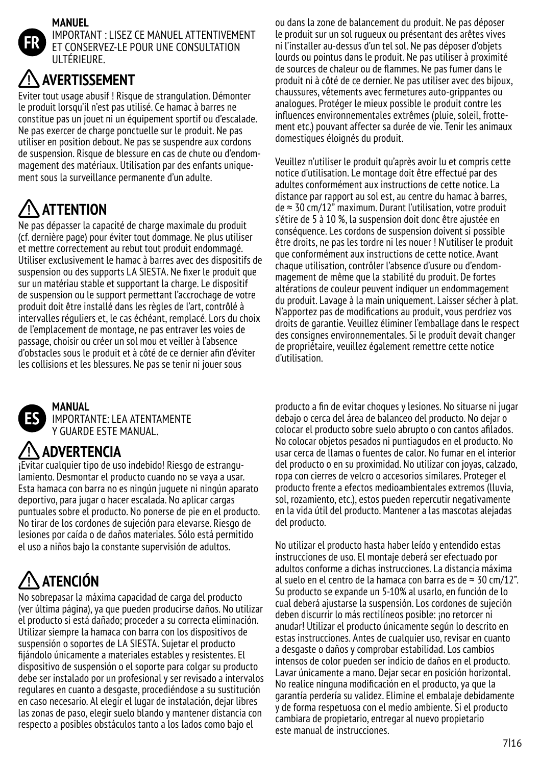## FR

**MANUEL**

IMPORTANT : LISEZ CE MANUEL ATTENTIVEMENT ET CONSERVEZ-LE POUR UNE CONSULTATION ULTÉRIEURE.

### ⚠ AVERTISSEMENT

Eviter tout usage abusif ! Risque de strangulation. Démonter le produit lorsqu'il n'est pas utilisé. Ce hamac à barres ne constitue pas un jouet ni un équipement sportif ou d'escalade. Ne pas exercer de charge ponctuelle sur le produit. Ne pas utiliser en position debout. Ne pas se suspendre aux cordons de suspension. Risque de blessure en cas de chute ou d'endommagement des matériaux. Utilisation par des enfants uniquement sous la surveillance permanente d'un adulte.

### ⚠ ATTENTION

Ne pas dépasser la capacité de charge maximale du produit (cf. dernière page) pour éviter tout dommage. Ne plus utiliser et mettre correctement au rebut tout produit endommagé. Utiliser exclusivement le hamac à barres avec des dispositifs de suspension ou des supports LA SIESTA. Ne fixer le produit que sur un matériau stable et supportant la charge. Le dispositif de suspension ou le support permettant l'accrochage de votre produit doit être installé dans les règles de l'art, contrôlé à intervalles réguliers et, le cas échéant, remplacé. Lors du choix de l'emplacement de montage, ne pas entraver les voies de passage, choisir ou créer un sol mou et veiller à l'absence d'obstacles sous le produit et à côté de ce dernier afin d'éviter les collisions et les blessures. Ne pas se tenir ni jouer sous ou dans la zone de balancement du produit. Ne pas déposer le produit sur un sol rugueux ou présentant des arêtes vives ni l'installer au-dessus d'un tel sol. Ne pas déposer d'objets lourds ou pointus dans le produit. Ne pas utiliser à proximité de sources de chaleur ou de flammes. Ne pas fumer dans le produit ni à côté de ce dernier. Ne pas utiliser avec des bijoux, chaussures, vêtements avec fermetures auto-grippantes ou analogues. Protéger le mieux possible le produit contre les influences environnementales extrêmes (pluie, soleil, frottement etc.) pouvant affecter sa durée de vie. Tenir les animaux domestiques éloignés du produit.

Veuillez n'utiliser le produit qu'après avoir lu et compris cette notice d'utilisation. Le montage doit être effectué par des adultes conformément aux instructions de cette notice. La distance par rapport au sol est, au centre du hamac à barres, de ≈ 30 cm/12" maximum. Durant l'utilisation, votre produit s'étire de 5 à 10 %, la suspension doit donc être ajustée en conséquence. Les cordons de suspension doivent si possible être droits, ne pas les tordre ni les nouer ! N'utiliser le produit que conformément aux instructions de cette notice. Avant chaque utilisation, contrôler l'absence d'usure ou d'endommagement de même que la stabilité du produit. De fortes altérations de couleur peuvent indiquer un endommagement du produit. Lavage à la main uniquement. Laisser sécher à plat. N'apportez pas de modifications au produit, vous perdriez vos droits de garantie. Veuillez éliminer l'emballage dans le respect des consignes environnementales. Si le produit devait changer de propriétaire, veuillez également remettre cette notice d'utilisation.

## ES

**MANUAL**

IMPORTANTE: LEA ATENTAMENTE Y GUARDE ESTE MANUAL.

### ⚠ ADVERTENCIA

¡Evitar cualquier tipo de uso indebido! Riesgo de estrangulamiento. Desmontar el producto cuando no se vaya a usar. Esta hamaca con barra no es ningún juguete ni ningún aparato deportivo, para jugar o hacer escalada. No aplicar cargas puntuales sobre el producto. No ponerse de pie en el producto. No tirar de los cordones de sujeción para elevarse. Riesgo de lesiones por caída o de daños materiales. Sólo está permitido el uso a niños bajo la constante supervisión de adultos.

### ⚠ ATENCIÓN

No sobrepasar la máxima capacidad de carga del producto (ver última página), ya que pueden producirse daños. No utilizar el producto si está dañado; proceder a su correcta eliminación. Utilizar siempre la hamaca con barra con los dispositivos de suspensión o soportes de LA SIESTA. Sujetar el producto fijándolo únicamente a materiales estables y resistentes. El dispositivo de suspensión o el soporte para colgar su producto debe ser instalado por un profesional y ser revisado a intervalos regulares en cuanto a desgaste, procediéndose a su sustitución en caso necesario. Al elegir el lugar de instalación, dejar libres las zonas de paso, elegir suelo blando y mantener distancia con respecto a posibles obstáculos tanto a los lados como bajo el producto a fin de evitar choques y lesiones. No situarse ni jugar debajo o cerca del área de balanceo del producto. No dejar o colocar el producto sobre suelo abrupto o con cantos afilados. No colocar objetos pesados ni puntiagudos en el producto. No usar cerca de llamas o fuentes de calor. No fumar en el interior del producto o en su proximidad. No utilizar con joyas, calzado, ropa con cierres de velcro o accesorios similares. Proteger el producto frente a efectos medioambientales extremos (lluvia, sol, rozamiento, etc.), estos pueden repercutir negativamente en la vida útil del producto. Mantener a las mascotas alejadas del producto.

No utilizar el producto hasta haber leído y entendido estas instrucciones de uso. El montaje deberá ser efectuado por adultos conforme a dichas instrucciones. La distancia máxima al suelo en el centro de la hamaca con barra es de ≈ 30 cm/12". Su producto se expande un 5-10% al usarlo, en función de lo cual deberá ajustarse la suspensión. Los cordones de sujeción deben discurrir lo más rectilíneos posible: ¡no retorcer ni anudar! Utilizar el producto únicamente según lo descrito en estas instrucciones. Antes de cualquier uso, revisar en cuanto a desgaste o daños y comprobar estabilidad. Los cambios intensos de color pueden ser indicio de daños en el producto. Lavar únicamente a mano. Dejar secar en posición horizontal. No realice ninguna modificación en el producto, ya que la garantía perdería su validez. Elimine el embalaje debidamente y de forma respetuosa con el medio ambiente. Si el producto cambiara de propietario, entregar al nuevo propietario este manual de instrucciones.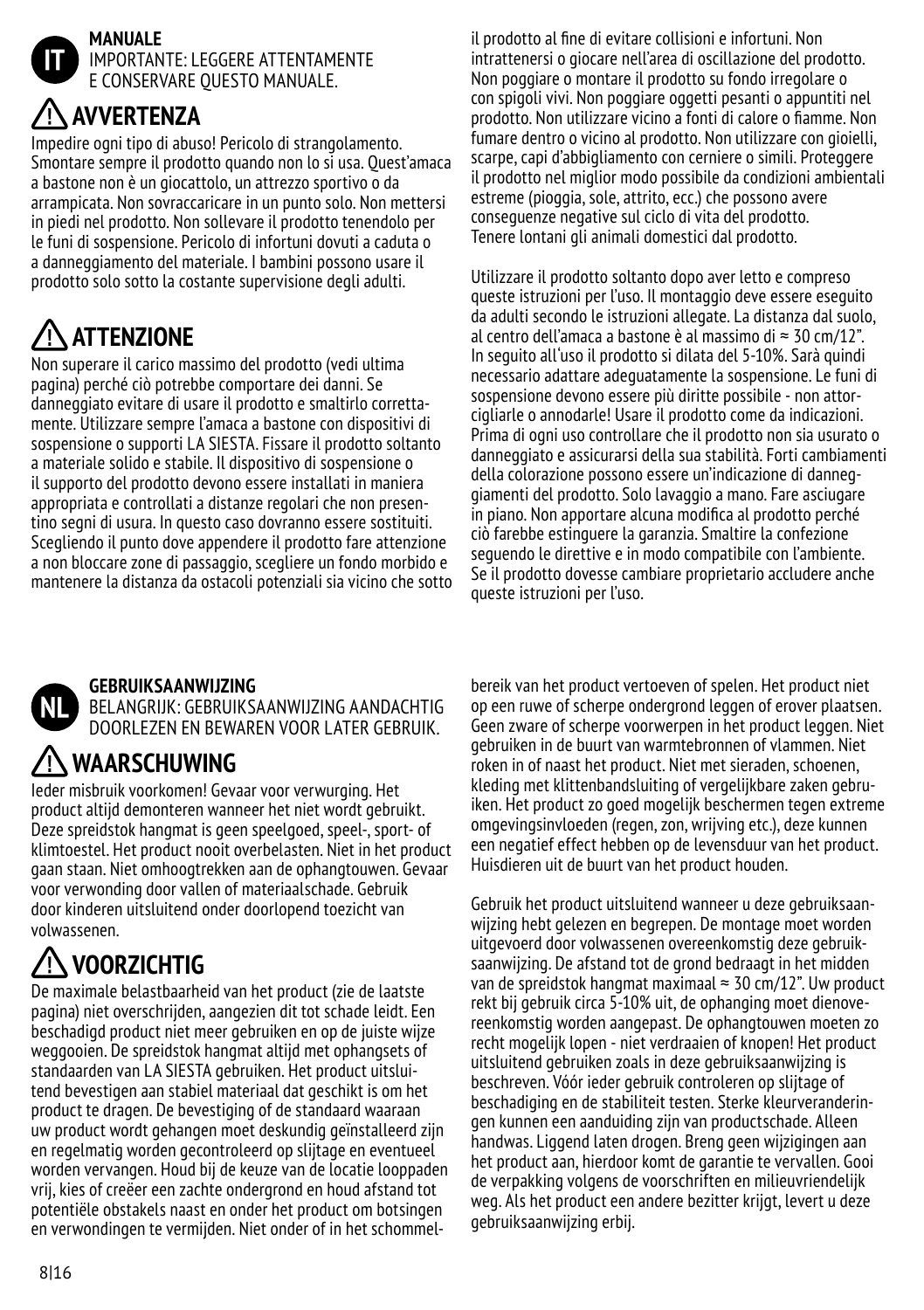**IT**

## MANUALE

IMPORTANTE: LEGGERE ATTENTAMENTE E CONSERVARE QUESTO MANUALE.

### ⚠ AVVERTENZA

Impedire ogni tipo di abuso! Pericolo di strangolamento. Smontare sempre il prodotto quando non lo si usa. Quest'amaca a bastone non è un giocattolo, un attrezzo sportivo o da arrampicata. Non sovraccaricare in un punto solo. Non mettersi in piedi nel prodotto. Non sollevare il prodotto tenendolo per le funi di sospensione. Pericolo di infortuni dovuti a caduta o a danneggiamento del materiale. I bambini possono usare il prodotto solo sotto la costante supervisione degli adulti.

### ⚠ ATTENZIONE

Non superare il carico massimo del prodotto (vedi ultima pagina) perché ciò potrebbe comportare dei danni. Se danneggiato evitare di usare il prodotto e smaltirlo correttamente. Utilizzare sempre l'amaca a bastone con dispositivi di sospensione o supporti LA SIESTA. Fissare il prodotto soltanto a materiale solido e stabile. Il dispositivo di sospensione o il supporto del prodotto devono essere installati in maniera appropriata e controllati a distanze regolari che non presentino segni di usura. In questo caso dovranno essere sostituiti. Scegliendo il punto dove appendere il prodotto fare attenzione a non bloccare zone di passaggio, scegliere un fondo morbido e mantenere la distanza da ostacoli potenziali sia vicino che sotto il prodotto al fine di evitare collisioni e infortuni. Non intrattenersi o giocare nell'area di oscillazione del prodotto. Non poggiare o montare il prodotto su fondo irregolare o con spigoli vivi. Non poggiare oggetti pesanti o appuntiti nel prodotto. Non utilizzare vicino a fonti di calore o fiamme. Non fumare dentro o vicino al prodotto. Non utilizzare con gioielli, scarpe, capi d'abbigliamento con cerniere o simili. Proteggere il prodotto nel miglior modo possibile da condizioni ambientali estreme (pioggia, sole, attrito, ecc.) che possono avere conseguenze negative sul ciclo di vita del prodotto. Tenere lontani gli animali domestici dal prodotto.

Utilizzare il prodotto soltanto dopo aver letto e compreso queste istruzioni per l'uso. Il montaggio deve essere eseguito da adulti secondo le istruzioni allegate. La distanza dal suolo, al centro dell'amaca a bastone è al massimo di ≈ 30 cm/12". In seguito all'uso il prodotto si dilata del 5-10%. Sarà quindi necessario adattare adeguatamente la sospensione. Le funi di sospensione devono essere più diritte possibile - non attorcigliarle o annodarle! Usare il prodotto come da indicazioni. Prima di ogni uso controllare che il prodotto non sia usurato o danneggiato e assicurarsi della sua stabilità. Forti cambiamenti della colorazione possono essere un'indicazione di danneggiamenti del prodotto. Solo lavaggio a mano. Fare asciugare in piano. Non apportare alcuna modifica al prodotto perché ciò farebbe estinguere la garanzia. Smaltire la confezione seguendo le direttive e in modo compatibile con l'ambiente. Se il prodotto dovesse cambiare proprietario accludere anche queste istruzioni per l'uso.

**NL**

## GEBRUIKSAANWIJZING

BELANGRIJK: GEBRUIKSAANWIJZING AANDACHTIG DOORLEZEN EN BEWAREN VOOR LATER GEBRUIK.

### ⚠ WAARSCHUWING

Ieder misbruik voorkomen! Gevaar voor verwurging. Het product altijd demonteren wanneer het niet wordt gebruikt. Deze spreidstok hangmat is geen speelgoed, speel-, sport- of klimtoestel. Het product nooit overbelasten. Niet in het product gaan staan. Niet omhoogtrekken aan de ophangtouwen. Gevaar voor verwonding door vallen of materiaalschade. Gebruik door kinderen uitsluitend onder doorlopend toezicht van volwassenen.

### ⚠ VOORZICHTIG

De maximale belastbaarheid van het product (zie de laatste pagina) niet overschrijden, aangezien dit tot schade leidt. Een beschadigd product niet meer gebruiken en op de juiste wijze weggooien. De spreidstok hangmat altijd met ophangsets of standaarden van LA SIESTA gebruiken. Het product uitsluitend bevestigen aan stabiel materiaal dat geschikt is om het product te dragen. De bevestiging of de standaard waaraan uw product wordt gehangen moet deskundig geïnstalleerd zijn en regelmatig worden gecontroleerd op slijtage en eventueel worden vervangen. Houd bij de keuze van de locatie looppaden vrij, kies of creëer een zachte ondergrond en houd afstand tot potentiële obstakels naast en onder het product om botsingen en verwondingen te vermijden. Niet onder of in het schommelbereik van het product vertoeven of spelen. Het product niet op een ruwe of scherpe ondergrond leggen of erover plaatsen. Geen zware of scherpe voorwerpen in het product leggen. Niet gebruiken in de buurt van warmtebronnen of vlammen. Niet roken in of naast het product. Niet met sieraden, schoenen, kleding met klittenbandsluiting of vergelijkbare zaken gebruiken. Het product zo goed mogelijk beschermen tegen extreme omgevingsinvloeden (regen, zon, wrijving etc.), deze kunnen een negatief effect hebben op de levensduur van het product. Huisdieren uit de buurt van het product houden.

Gebruik het product uitsluitend wanneer u deze gebruiksaanwijzing hebt gelezen en begrepen. De montage moet worden uitgevoerd door volwassenen overeenkomstig deze gebruiksaanwijzing. De afstand tot de grond bedraagt in het midden van de spreidstok hangmat maximaal ≈ 30 cm/12". Uw product rekt bij gebruik circa 5-10% uit, de ophanging moet dienovereenkomstig worden aangepast. De ophangtouwen moeten zo recht mogelijk lopen - niet verdraaien of knopen! Het product uitsluitend gebruiken zoals in deze gebruiksaanwijzing is beschreven. Vóór ieder gebruik controleren op slijtage of beschadiging en de stabiliteit testen. Sterke kleurveranderingen kunnen een aanduiding zijn van productschade. Alleen handwas. Liggend laten drogen. Breng geen wijzigingen aan het product aan, hierdoor komt de garantie te vervallen. Gooi de verpakking volgens de voorschriften en milieuvriendelijk weg. Als het product een andere bezitter krijgt, levert u deze gebruiksaanwijzing erbij.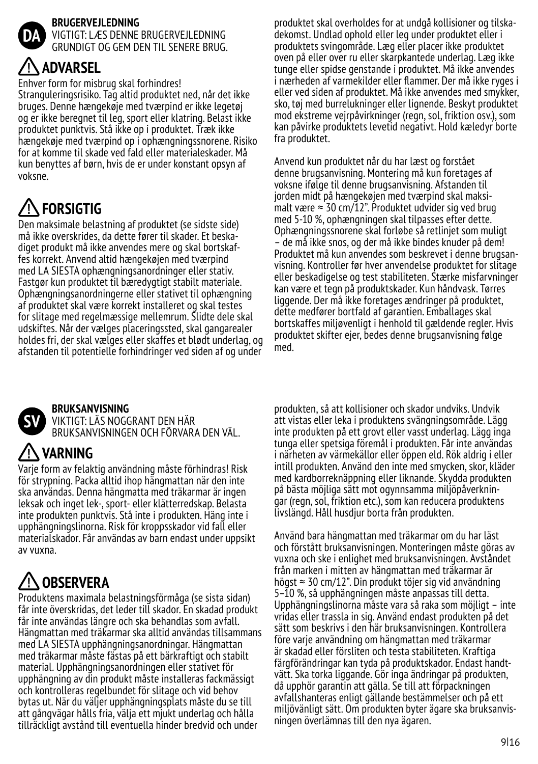# DA

**BRUGERVEJLEDNING**
VIGTIGT: LÆS DENNE BRUGERVEJLEDNING GRUNDIGT OG GEM DEN TIL SENERE BRUG.

## ⚠ ADVARSEL

Enhver form for misbrug skal forhindres! Stranguleringsrisiko. Tag altid produktet ned, når det ikke bruges. Denne hængekøje med tværpind er ikke legetøj og er ikke beregnet til leg, sport eller klatring. Belast ikke produktet punktvis. Stå ikke op i produktet. Træk ikke hængekøje med tværpind op i ophængningssnorene. Risiko for at komme til skade ved fald eller materialeskader. Må kun benyttes af børn, hvis de er under konstant opsyn af voksne.

## ⚠ FORSIGTIG

Den maksimale belastning af produktet (se sidste side) må ikke overskrides, da dette fører til skader. Et beskadiget produkt må ikke anvendes mere og skal bortskaffes korrekt. Anvend altid hængekøjen med tværpind med LA SIESTA ophængningsanordninger eller stativ. Fastgør kun produktet til bæredygtigt stabilt materiale. Ophængningsanordningerne eller stativet til ophængning af produktet skal være korrekt installeret og skal testes for slitage med regelmæssige mellemrum. Slidte dele skal udskiftes. Når der vælges placeringssted, skal gangarealer holdes fri, der skal vælges eller skaffes et blødt underlag, og afstanden til potentielle forhindringer ved siden af og under produktet skal overholdes for at undgå kollisioner og tilskadekomst. Undlad ophold eller leg under produktet eller i produktets svingområde. Læg eller placer ikke produktet oven på eller over ru eller skarpkantede underlag. Læg ikke tunge eller spidse genstande i produktet. Må ikke anvendes i nærheden af varmekilder eller flammer. Der må ikke ryges i eller ved siden af produktet. Må ikke anvendes med smykker, sko, tøj med burrelukninger eller lignende. Beskyt produktet mod ekstreme vejrpåvirkninger (regn, sol, friktion osv.), som kan påvirke produktets levetid negativt. Hold kæledyr borte fra produktet.

Anvend kun produktet når du har læst og forstået denne brugsanvisning. Montering må kun foretages af voksne ifølge til denne brugsanvisning. Afstanden til jorden midt på hængekøjen med tværpind skal maksimalt være ≈ 30 cm/12". Produktet udvider sig ved brug med 5-10 %, ophængningen skal tilpasses efter dette. Ophængningssnorene skal forløbe så retlinjet som muligt – de må ikke snos, og der må ikke bindes knuder på dem! Produktet må kun anvendes som beskrevet i denne brugsanvisning. Kontroller før hver anvendelse produktet for slitage eller beskadigelse og test stabiliteten. Stærke misfarvninger kan være et tegn på produktskader. Kun håndvask. Tørres liggende. Der må ikke foretages ændringer på produktet, dette medfører bortfald af garantien. Emballages skal bortskaffes miljøvenligt i henhold til gældende regler. Hvis produktet skifter ejer, bedes denne brugsanvisning følge med.

# SV

**BRUKSANVISNING**
VIKTIGT: LÄS NOGGRANT DEN HÄR BRUKSANVISNINGEN OCH FÖRVARA DEN VÄL.

## ⚠ VARNING

Varje form av felaktig användning måste förhindras! Risk för strypning. Packa alltid ihop hängmattan när den inte ska användas. Denna hängmatta med träkarmar är ingen leksak och inget lek-, sport- eller klätterredskap. Belasta inte produkten punktvis. Stå inte i produkten. Häng inte i upphängningslinorna. Risk för kroppsskador vid fall eller materialskador. Får användas av barn endast under uppsikt av vuxna.

## ⚠ OBSERVERA

Produktens maximala belastningsförmåga (se sista sidan) får inte överskridas, det leder till skador. En skadad produkt får inte användas längre och ska behandlas som avfall. Hängmattan med träkarmar ska alltid användas tillsammans med LA SIESTA upphängningsanordningar. Hängmattan med träkarmar måste fästas på ett bärkraftigt och stabilt material. Upphängningsanordningen eller stativet för upphängning av din produkt måste installeras fackmässigt och kontrolleras regelbundet för slitage och vid behov bytas ut. När du väljer upphängningsplats måste du se till att gångvägar hålls fria, välja ett mjukt underlag och hålla tillräckligt avstånd till eventuella hinder bredvid och under produkten, så att kollisioner och skador undviks. Undvik att vistas eller leka i produktens svängningsområde. Lägg inte produkten på ett grovt eller vasst underlag. Lägg inga tunga eller spetsiga föremål i produkten. Får inte användas i närheten av värmekällor eller öppen eld. Rök aldrig i eller intill produkten. Använd den inte med smycken, skor, kläder med kardborreknäppning eller liknande. Skydda produkten på bästa möjliga sätt mot ogynnsamma miljöpåverkningar (regn, sol, friktion etc.), som kan reducera produktens livslängd. Håll husdjur borta från produkten.

Använd bara hängmattan med träkarmar om du har läst och förstått bruksanvisningen. Monteringen måste göras av vuxna och ske i enlighet med bruksanvisningen. Avståndet från marken i mitten av hängmattan med träkarmar är högst ≈ 30 cm/12". Din produkt töjer sig vid användning 5–10 %, så upphängningen måste anpassas till detta. Upphängningslinorna måste vara så raka som möjligt – inte vridas eller trassla in sig. Använd endast produkten på det sätt som beskrivs i den här bruksanvisningen. Kontrollera före varje användning om hängmattan med träkarmar är skadad eller försliten och testa stabiliteten. Kraftiga färgförändringar kan tyda på produktskador. Endast handtvätt. Ska torka liggande. Gör inga ändringar på produkten, då upphör garantin att gälla. Se till att förpackningen avfallshanteras enligt gällande bestämmelser och på ett miljövänligt sätt. Om produkten byter ägare ska bruksanvisningen överlämnas till den nya ägaren.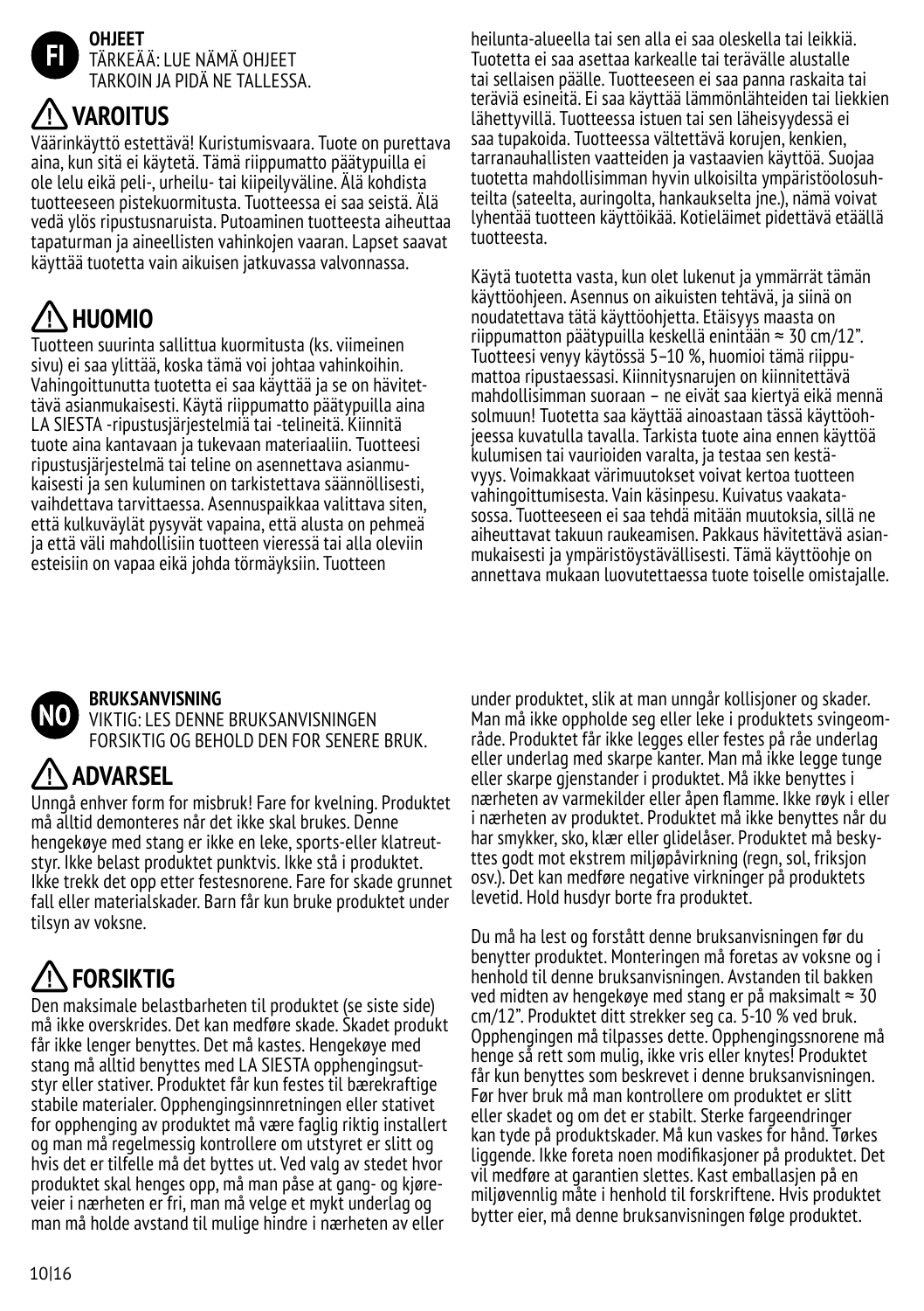## FI

**OHJEET**
TÄRKEÄÄ: LUE NÄMÄ OHJEET TARKOIN JA PIDÄ NE TALLESSA.

### ⚠ VAROITUS

Väärinkäyttö estettävä! Kuristumisvaara. Tuote on purettava aina, kun sitä ei käytetä. Tämä riippumatto päätypuilla ei ole lelu eikä peli-, urheilu- tai kiipeilyväline. Älä kohdista tuotteeseen pistekuormitusta. Tuotteessa ei saa seistä. Älä vedä ylös ripustusnaruista. Putoaminen tuotteesta aiheuttaa tapaturman ja aineellisten vahinkojen vaaran. Lapset saavat käyttää tuotetta vain aikuisen jatkuvassa valvonnassa.

### ⚠ HUOMIO

Tuotteen suurinta sallittua kuormitusta (ks. viimeinen sivu) ei saa ylittää, koska tämä voi johtaa vahinkoihin. Vahingoittunutta tuotetta ei saa käyttää ja se on hävitettävä asianmukaisesti. Käytä riippumatto päätypuilla aina LA SIESTA -ripustusjärjestelmiä tai -telineitä. Kiinnitä tuote aina kantavaan ja tukevaan materiaaliin. Tuotteesi ripustusjärjestelmä tai teline on asennettava asianmukaisesti ja sen kuluminen on tarkistettava säännöllisesti, vaihdettava tarvittaessa. Asennuspaikkaa valittava siten, että kulkuväylät pysyvät vapaina, että alusta on pehmeä ja että väli mahdollisiin tuotteen vieressä tai alla oleviin esteisiin on vapaa eikä johda törmäyksiin. Tuotteen heilunta-alueella tai sen alla ei saa oleskella tai leikkiä. Tuotetta ei saa asettaa karkealle tai terävälle alustalle tai sellaisen päälle. Tuotteeseen ei saa panna raskaita tai teräviä esineitä. Ei saa käyttää lämmönlähteiden tai liekkien lähettyvillä. Tuotteessa istuen tai sen läheisyydessä ei saa tupakoida. Tuotteessa vältettävä korujen, kenkien, tarranauhallisten vaatteiden ja vastaavien käyttöä. Suojaa tuotetta mahdollisimman hyvin ulkoisilta ympäristöolosuhteilta (sateelta, auringolta, hankaukselta jne.), nämä voivat lyhentää tuotteen käyttöikää. Kotieläimet pidettävä etäällä tuotteesta.

Käytä tuotetta vasta, kun olet lukenut ja ymmärrät tämän käyttöohjeen. Asennus on aikuisten tehtävä, ja siinä on noudatettava tätä käyttöohjetta. Etäisyys maasta on riippumatton päätypuilla keskellä enintään ≈ 30 cm/12". Tuotteesi venyy käytössä 5–10 %, huomioi tämä riippumattoa ripustaessasi. Kiinnitysnarujen on kiinnitettävä mahdollisimman suoraan – ne eivät saa kiertyä eikä mennä solmuun! Tuotetta saa käyttää ainoastaan tässä käyttöohjeessa kuvatulla tavalla. Tarkista tuote aina ennen käyttöä kulumisen tai vaurioiden varalta, ja testaa sen kestävyys. Voimakkaat värimuutokset voivat kertoa tuotteen vahingoittumisesta. Vain käsinpesu. Kuivatus vaakatasossa. Tuotteeseen ei saa tehdä mitään muutoksia, sillä ne aiheuttavat takuun raukeamisen. Pakkaus hävitettävä asianmukaisesti ja ympäristöystävällisesti. Tämä käyttöohje on annettava mukaan luovutettaessa tuote toiselle omistajalle.

## NO

**BRUKSANVISNING**
VIKTIG: LES DENNE BRUKSANVISNINGEN FORSIKTIG OG BEHOLD DEN FOR SENERE BRUK.

### ⚠ ADVARSEL

Unngå enhver form for misbruk! Fare for kvelning. Produktet må alltid demonteres når det ikke skal brukes. Denne hengekøye med stang er ikke en leke, sports-eller klatreutstyr. Ikke belast produktet punktvis. Ikke stå i produktet. Ikke trekk det opp etter festesnorene. Fare for skade grunnet fall eller materialskader. Barn får kun bruke produktet under tilsyn av voksne.

### ⚠ FORSIKTIG

Den maksimale belastbarheten til produktet (se siste side) må ikke overskrides. Det kan medføre skade. Skadet produkt får ikke lenger benyttes. Det må kastes. Hengekøye med stang må alltid benyttes med LA SIESTA opphengingsutstyr eller stativer. Produktet får kun festes til bærekraftige stabile materialer. Opphengingsinnretningen eller stativet for oppheng av produktet må være faglig riktig installert og man må regelmessig kontrollere om utstyret er slitt og hvis det er tilfelle må det byttes ut. Ved valg av stedet hvor produktet skal henges opp, må man påse at gang- og kjøreveier i nærheten er fri, man må velge et mykt underlag og man må holde avstand til mulige hindre i nærheten av eller under produktet, slik at man unngår kollisjoner og skader. Man må ikke oppholde seg eller leke i produktets svingeområde. Produktet får ikke legges eller festes på råe underlag eller underlag med skarpe kanter. Man må ikke legge tunge eller skarpe gjenstander i produktet. Må ikke benyttes i nærheten av varmekilder eller åpen flamme. Ikke røyk i eller i nærheten av produktet. Produktet må ikke benyttes når du har smykker, sko, klær eller glidelåser. Produktet må beskyttes godt mot ekstrem miljøpåvirkning (regn, sol, friksjon osv.). Det kan medføre negative virkninger på produktets levetid. Hold husdyr borte fra produktet.

Du må ha lest og forstått denne bruksanvisningen før du benytter produktet. Monteringen må foretas av voksne og i henhold til denne bruksanvisningen. Avstanden til bakken ved midten av hengekøye med stang er på maksimalt ≈ 30 cm/12". Produktet ditt strekker seg ca. 5-10 % ved bruk. Opphengingen må tilpasses dette. Opphengingssnorene må henge så rett som mulig, ikke vris eller knytes! Produktet får kun benyttes som beskrevet i denne bruksanvisningen. Før hver bruk må man kontrollere om produktet er slitt eller skadet og om det er stabilt. Sterke fargeendringer kan tyde på produktskader. Må kun vaskes for hånd. Tørkes liggende. Ikke foreta noen modifikasjoner på produktet. Det vil medføre at garantien slettes. Kast emballasjen på en miljøvennlig måte i henhold til forskriftene. Hvis produktet bytter eier, må denne bruksanvisningen følge produktet.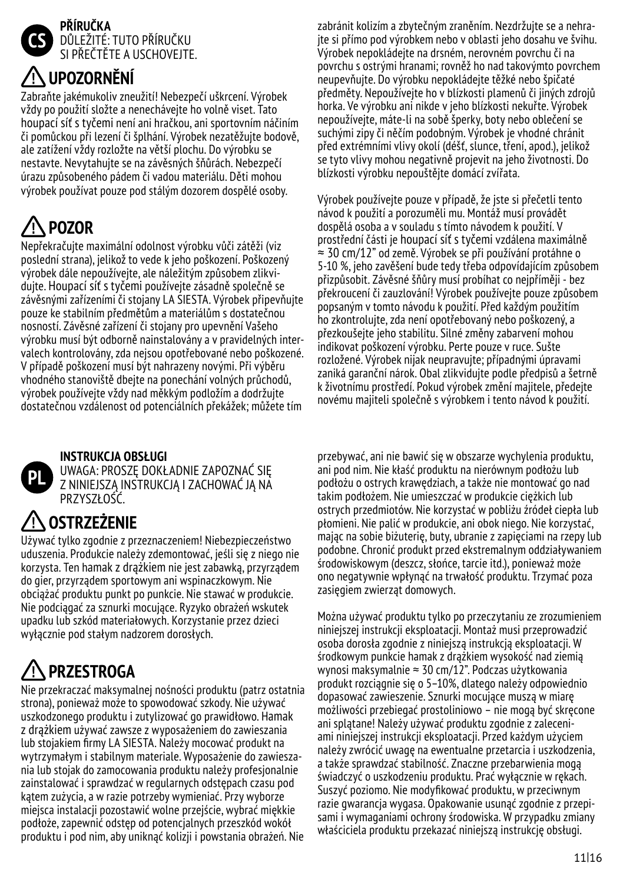**CS**

**PŘÍRUČKA**

DŮLEŽITÉ: TUTO PŘÍRUČKU SI PŘEČTĚTE A USCHOVEJTE.

## ⚠ UPOZORNĚNÍ

Zabraňte jakémukoliv zneužití! Nebezpečí uškrcení. Výrobek vždy po použití složte a nenechávejte ho volně viset. Tato houpací síť s tyčemi není ani hračkou, ani sportovním náčiním či pomůckou při lezení či šplhání. Výrobek nezatěžujte bodově, ale zatížení vždy rozložte na větší plochu. Do výrobku se nestavte. Nevytahujte se na závěsných šňůrách. Nebezpečí úrazu způsobeného pádem či vadou materiálu. Děti mohou výrobek používat pouze pod stálým dozorem dospělé osoby.

## ⚠ POZOR

Nepřekračujte maximální odolnost výrobku vůči zátěži (viz poslední strana), jelikož to vede k jeho poškození. Poškozený výrobek dále nepoužívejte, ale náležitým způsobem zlikvidujte. Houpací síť s tyčemi používejte zásadně společně se závěsnými zařízeními či stojany LA SIESTA. Výrobek připevňujte pouze ke stabilním předmětům a materiálům s dostatečnou nosností. Závěsné zařízení či stojany pro upevnění Vašeho výrobku musí být odborně nainstalovány a v pravidelných intervalech kontrolovány, zda nejsou opotřebované nebo poškozené. V případě poškození musí být nahrazeny novými. Při výběru vhodného stanoviště dbejte na ponechání volných průchodů, výrobek používejte vždy nad měkkým podložím a dodržujte dostatečnou vzdálenost od potenciálních překážek; můžete tím zabránit kolizím a zbytečným zraněním. Nezdržujte se a nehrajte si přímo pod výrobkem nebo v oblasti jeho dosahu ve švihu. Výrobek nepokládejte na drsném, nerovném povrchu či na povrchu s ostrými hranami; rovněž ho nad takovýmto povrchem neupevňujte. Do výrobku nepokládejte těžké nebo špičaté předměty. Nepoužívejte ho v blízkosti plamenů či jiných zdrojů horka. Ve výrobku ani nikde v jeho blízkosti nekuřte. Výrobek nepoužívejte, máte-li na sobě šperky, boty nebo oblečení se suchými zipy či něčím podobným. Výrobek je vhodné chránit před extrémními vlivy okolí (déšť, slunce, tření, apod.), jelikož se tyto vlivy mohou negativně projevit na jeho životnosti. Do blízkosti výrobku nepouštějte domácí zvířata.

Výrobek používejte pouze v případě, že jste si přečetli tento návod k použití a porozuměli mu. Montáž musí provádět dospělá osoba a v souladu s tímto návodem k použití. V prostřední části je houpací síť s tyčemi vzdálena maximálně ≈ 30 cm/12" od země. Výrobek se při používání protáhne o 5-10 %, jeho zavěšení bude tedy třeba odpovídajícím způsobem přizpůsobit. Závěsné šňůry musí probíhat co nejpříměji - bez překroucení či zauzlování! Výrobek používejte pouze způsobem popsaným v tomto návodu k použití. Před každým použitím ho zkontrolujte, zda není opotřebovaný nebo poškozený, a přezkoušejte jeho stabilitu. Silné změny zabarvení mohou indikovat poškození výrobku. Perte pouze v ruce. Sušte rozložené. Výrobek nijak neupravujte; případnými úpravami zaniká garanční nárok. Obal zlikvidujte podle předpisů a šetrně k životnímu prostředí. Pokud výrobek změní majitele, předejte novému majiteli společně s výrobkem i tento návod k použití.

**PL**

**INSTRUKCJA OBSŁUGI**

UWAGA: PROSZĘ DOKŁADNIE ZAPOZNAĆ SIĘ Z NINIEJSZĄ INSTRUKCJĄ I ZACHOWAĆ JĄ NA PRZYSZŁOŚĆ.

## ⚠ OSTRZEŻENIE

Używać tylko zgodnie z przeznaczeniem! Niebezpieczeństwo uduszenia. Produkcie należy zdemontować, jeśli się z niego nie korzysta. Ten hamak z drążkiem nie jest zabawką, przyrządem do gier, przyrządem sportowym ani wspinaczkowym. Nie obciążać produktu punkt po punkcie. Nie stawać w produkcie. Nie podciągać za sznurki mocujące. Ryzyko obrażeń wskutek upadku lub szkód materiałowych. Korzystanie przez dzieci wyłącznie pod stałym nadzorem dorosłych.

## ⚠ PRZESTROGA

Nie przekraczać maksymalnej nośności produktu (patrz ostatnia strona), ponieważ może to spowodować szkody. Nie używać uszkodzonego produktu i zutylizować go prawidłowo. Hamak z drążkiem używać zawsze z wyposażeniem do zawieszania lub stojakiem firmy LA SIESTA. Należy mocować produkt na wytrzymałym i stabilnym materiale. Wyposażenie do zawieszania lub stojak do zamocowania produktu należy profesjonalnie zainstalować i sprawdzać w regularnych odstępach czasu pod kątem zużycia, a w razie potrzeby wymieniać. Przy wyborze miejsca instalacji pozostawić wolne przejście, wybrać miękkie podłoże, zapewnić odstęp od potencjalnych przeszkód wokół produktu i pod nim, aby uniknąć kolizji i powstania obrażeń. Nie przebywać, ani nie bawić się w obszarze wychylenia produktu, ani pod nim. Nie kłaść produktu na nierównym podłożu lub podłożu o ostrych krawędziach, a także nie montować go nad takim podłożem. Nie umieszczać w produkcie ciężkich lub ostrych przedmiotów. Nie korzystać w pobliżu źródeł ciepła lub płomieni. Nie palić w produkcie, ani obok niego. Nie korzystać, mając na sobie biżuterię, buty, ubranie z zapięciami na rzepy lub podobne. Chronić produkt przed ekstremalnym oddziaływaniem środowiskowym (deszcz, słońce, tarcie itd.), ponieważ może ono negatywnie wpłynąć na trwałość produktu. Trzymać poza zasięgiem zwierząt domowych.

Można używać produktu tylko po przeczytaniu ze zrozumieniem niniejszej instrukcji eksploatacji. Montaż musi przeprowadzić osoba dorosła zgodnie z niniejszą instrukcją eksploatacji. W środkowym punkcie hamak z drążkiem wysokość nad ziemią wynosi maksymalnie ≈ 30 cm/12". Podczas użytkowania produkt rozciągnie się o 5–10%, dlatego należy odpowiednio dopasować zawieszenie. Sznurki mocujące muszą w miarę możliwości przebiegać prostoliniowo – nie mogą być skręcone ani splątane! Należy używać produktu zgodnie z zaleceniami niniejszej instrukcji eksploatacji. Przed każdym użyciem należy zwrócić uwagę na ewentualne przetarcia i uszkodzenia, a także sprawdzać stabilność. Znaczne przebarwienia mogą świadczyć o uszkodzeniu produktu. Prać wyłącznie w rękach. Suszyć poziomo. Nie modyfikować produktu, w przeciwnym razie gwarancja wygasa. Opakowanie usunąć zgodnie z przepisami i wymaganiami ochrony środowiska. W przypadku zmiany właściciela produktu przekazać niniejszą instrukcję obsługi.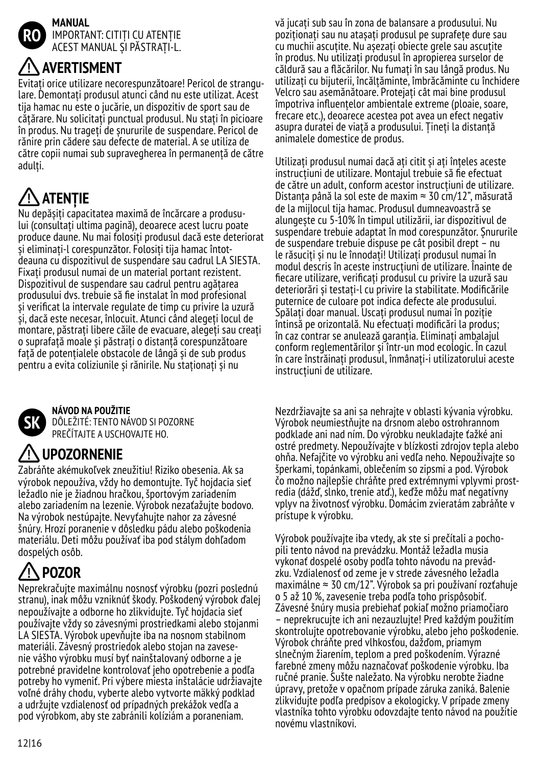**RO**

**MANUAL**

IMPORTANT: CITIȚI CU ATENȚIE ACEST MANUAL ȘI PĂSTRAȚI-L.

## ⚠ AVERTISMENT

Evitați orice utilizare necorespunzătoare! Pericol de strangulare. Demontați produsul atunci când nu este utilizat. Acest tija hamac nu este o jucărie, un dispozitiv de sport sau de cățărare. Nu solicitați punctual produsul. Nu stați în picioare în produs. Nu trageți de șnururile de suspendare. Pericol de rănire prin cădere sau defecte de material. A se utiliza de către copii numai sub supravegherea în permanență de către adulți.

## ⚠ ATENȚIE

Nu depășiți capacitatea maximă de încărcare a produsului (consultați ultima pagină), deoarece acest lucru poate produce daune. Nu mai folosiți produsul dacă este deteriorat și eliminați-l corespunzător. Folosiți tija hamac întotdeauna cu dispozitivul de suspendare sau cadrul LA SIESTA. Fixați produsul numai de un material portant rezistent. Dispozitivul de suspendare sau cadrul pentru agățarea produsului dvs. trebuie să fie instalat în mod profesional și verificat la intervale regulate de timp cu privire la uzură și, dacă este necesar, înlocuit. Atunci când alegeți locul de montare, păstrați libere căile de evacuare, alegeți sau creați o suprafață moale și păstrați o distanță corespunzătoare față de potențialele obstacole de lângă și de sub produs pentru a evita coliziunile și rănirile. Nu staționați și nu vă jucați sub sau în zona de balansare a produsului. Nu poziționați sau nu atașați produsul pe suprafețe dure sau cu muchii ascuțite. Nu așezați obiecte grele sau ascuțite în produs. Nu utilizați produsul în apropierea surselor de căldură sau a flăcărilor. Nu fumați în sau lângă produs. Nu utilizați cu bijuterii, încălțăminte, îmbrăcăminte cu închidere Velcro sau asemănătoare. Protejați cât mai bine produsul împotriva influențelor ambientale extreme (ploaie, soare, frecare etc.), deoarece acestea pot avea un efect negativ asupra duratei de viață a produsului. Țineți la distanță animalele domestice de produs.

Utilizați produsul numai dacă ați citit și ați înțeles aceste instrucțiuni de utilizare. Montajul trebuie să fie efectuat de către un adult, conform acestor instrucțiuni de utilizare. Distanța până la sol este de maxim ≈ 30 cm/12", măsurată de la mijlocul tija hamac. Produsul dumneavoastră se alungește cu 5-10% în timpul utilizării, iar dispozitivul de suspendare trebuie adaptat în mod corespunzător. Șnururile de suspendare trebuie dispuse pe cât posibil drept – nu le răsuciți și nu le înnodați! Utilizați produsul numai în modul descris în aceste instrucțiuni de utilizare. Înainte de fiecare utilizare, verificați produsul cu privire la uzură sau deteriorări și testați-l cu privire la stabilitate. Modificările puternice de culoare pot indica defecte ale produsului. Spălați doar manual. Uscați produsul numai în poziție întinsă pe orizontală. Nu efectuați modificări la produs; în caz contrar se anulează garanția. Eliminați ambalajul conform reglementărilor și într-un mod ecologic. În cazul în care înstrăinați produsul, înmânați-i utilizatorului aceste instrucțiuni de utilizare.

**SK**

**NÁVOD NA POUŽITIE**

DÔLEŽITÉ: TENTO NÁVOD SI POZORNE PREČÍTAJTE A USCHOVAJTE HO.

## ⚠ UPOZORNENIE

Zabráňte akémukoľvek zneužitiu! Riziko obesenia. Ak sa výrobok nepoužíva, vždy ho demontujte. Tyč hojdacia sieť ležadlo nie je žiadnou hračkou, športovým zariadením alebo zariadením na lezenie. Výrobok nezaťažujte bodovo. Na výrobok nestúpajte. Nevyťahujte nahor za závesné šnúry. Hrozí poranenie v dôsledku pádu alebo poškodenia materiálu. Deti môžu používať iba pod stálym dohľadom dospelých osôb.

## ⚠ POZOR

Neprekračujte maximálnu nosnosť výrobku (pozri poslednú stranu), inak môžu vzniknúť škody. Poškodený výrobok ďalej nepoužívajte a odborne ho zlikvidujte. Tyč hojdacia sieť používajte vždy so závesnými prostriedkami alebo stojanmi LA SIESTA. Výrobok upevňujte iba na nosnom stabilnom materiáli. Závesný prostriedok alebo stojan na zavesenie vášho výrobku musí byť nainštalovaný odborne a je potrebné pravidelne kontrolovať jeho opotrebenie a podľa potreby ho vymeniť. Pri výbere miesta inštalácie udržiavajte voľné dráhy chodu, vyberte alebo vytvorte mäkký podklad a udržujte vzdialenosť od prípadných prekážok vedľa a pod výrobkom, aby ste zabránili kolíziám a poraneniam. Nezdržiavajte sa ani sa nehrajte v oblasti kývania výrobku. Výrobok neumiestňujte na drsnom alebo ostrohrannom podklade ani nad ním. Do výrobku neukladajte ťažké ani ostré predmety. Nepoužívajte v blízkosti zdrojov tepla alebo ohňa. Nefajčite vo výrobku ani vedľa neho. Nepoužívajte so šperkami, topánkami, oblečením so zipsmi a pod. Výrobok čo možno najlepšie chráňte pred extrémnymi vplyvmi prostredia (dážď, slnko, trenie atď.), keďže môžu mať negatívny vplyv na životnosť výrobku. Domácim zvieratám zabráňte v prístupe k výrobku.

Výrobok používajte iba vtedy, ak ste si prečítali a pochopili tento návod na prevádzku. Montáž ležadla musia vykonať dospelé osoby podľa tohto návodu na prevádzku. Vzdialenosť od zeme je v strede závesného ležadla maximálne ≈ 30 cm/12". Výrobok sa pri používaní rozťahuje o 5 až 10 %, zavesenie treba podľa toho prispôsobiť. Závesné šnúry musia prebiehať pokiaľ možno priamočiaro – neprekrucujte ich ani nezauzlujte! Pred každým použitím skontrolujte opotrebovanie výrobku, alebo jeho poškodenie. Výrobok chráňte pred vlhkosťou, dažďom, priamym slnečným žiarením, teplom a pred poškodením. Výrazné farebné zmeny môžu naznačovať poškodenie výrobku. Iba ručné pranie. Sušte naležato. Na výrobku nerobte žiadne úpravy, pretože v opačnom prípade záruka zaniká. Balenie zlikvidujte podľa predpisov a ekologicky. V prípade zmeny vlastníka tohto výrobku odovzdajte tento návod na použitie novému vlastníkovi.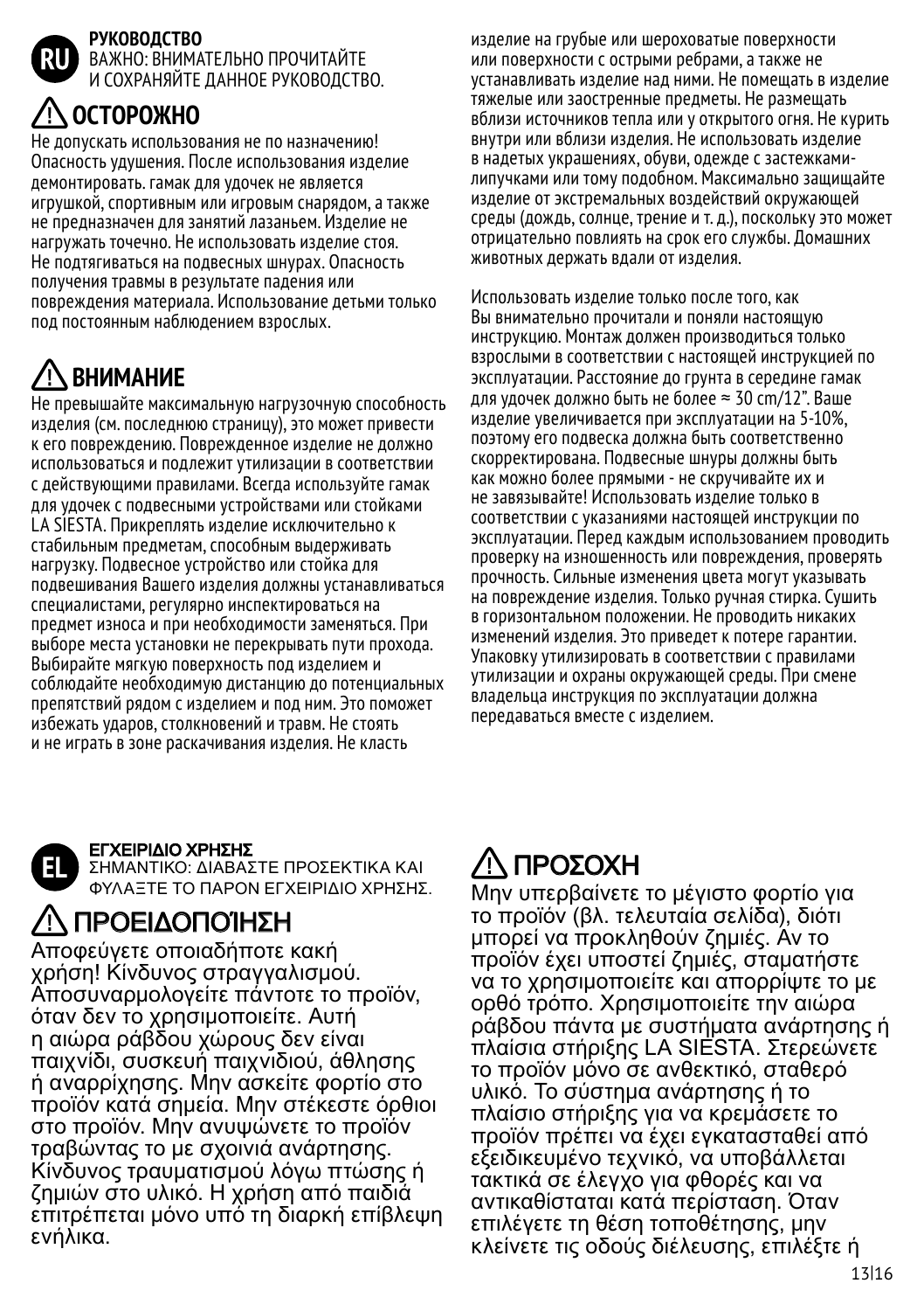**RU**

**РУКОВОДСТВО**
ВАЖНО: ВНИМАТЕЛЬНО ПРОЧИТАЙТЕ И СОХРАНЯЙТЕ ДАННОЕ РУКОВОДСТВО.

## ⚠ ОСТОРОЖНО

Не допускать использования не по назначению! Опасность удушения. После использования изделие демонтировать. гамак для удочек не является игрушкой, спортивным или игровым снарядом, а также не предназначен для занятий лазаньем. Изделие не нагружать точечно. Не использовать изделие стоя. Не подтягиваться на подвесных шнурах. Опасность получения травмы в результате падения или повреждения материала. Использование детьми только под постоянным наблюдением взрослых.

## ⚠ ВНИМАНИЕ

Не превышайте максимальную нагрузочную способность изделия (см. последнюю страницу), это может привести к его повреждению. Поврежденное изделие не должно использоваться и подлежит утилизации в соответствии с действующими правилами. Всегда используйте гамак для удочек с подвесными устройствами или стойками LA SIESTA. Прикреплять изделие исключительно к стабильным предметам, способным выдерживать нагрузку. Подвесное устройство или стойка для подвешивания Вашего изделия должны устанавливаться специалистами, регулярно инспектироваться на предмет износа и при необходимости заменяться. При выборе места установки не перекрывать пути прохода. Выбирайте мягкую поверхность под изделием и соблюдайте необходимую дистанцию до потенциальных препятствий рядом с изделием и под ним. Это поможет избежать ударов, столкновений и травм. Не стоять и не играть в зоне раскачивания изделия. Не класть изделие на грубые или шероховатые поверхности или поверхности с острыми ребрами, а также не устанавливать изделие над ними. Не помещать в изделие тяжелые или заостренные предметы. Не размещать вблизи источников тепла или у открытого огня. Не курить внутри или вблизи изделия. Не использовать изделие в надетых украшениях, обуви, одежде с застежками-липучками или тому подобном. Максимально защищайте изделие от экстремальных воздействий окружающей среды (дождь, солнце, трение и т. д.), поскольку это может отрицательно повлиять на срок его службы. Домашних животных держать вдали от изделия.

Использовать изделие только после того, как Вы внимательно прочитали и поняли настоящую инструкцию. Монтаж должен производиться только взрослыми в соответствии с настоящей инструкцией по эксплуатации. Расстояние до грунта в середине гамак для удочек должно быть не более ≈ 30 cm/12". Ваше изделие увеличивается при эксплуатации на 5-10%, поэтому его подвеска должна быть соответственно скорректирована. Подвесные шнуры должны быть как можно более прямыми - не скручивайте их и не завязывайте! Использовать изделие только в соответствии с указаниями настоящей инструкции по эксплуатации. Перед каждым использованием проводить проверку на изношенность или повреждения, проверять прочность. Сильные изменения цвета могут указывать на повреждение изделия. Только ручная стирка. Сушить в горизонтальном положении. Не проводить никаких изменений изделия. Это приведет к потере гарантии. Упаковку утилизировать в соответствии с правилами утилизации и охраны окружающей среды. При смене владельца инструкция по эксплуатации должна передаваться вместе с изделием.

**EL**

**ΕΓΧΕΙΡΙΔΙΟ ΧΡΗΣΗΣ**
ΣΗΜΑΝΤΙΚΟ: ΔΙΑΒΑΣΤΕ ΠΡΟΣΕΚΤΙΚΑ ΚΑΙ ΦΥΛΑΞΤΕ ΤΟ ΠΑΡΟΝ ΕΓΧΕΙΡΙΔΙΟ ΧΡΗΣΗΣ.

## ⚠ ΠΡΟΕΙΔΟΠΟΊΗΣΗ

Αποφεύγετε οποιαδήποτε κακή χρήση! Κίνδυνος στραγγαλισμού. Αποσυναρμολογείτε πάντοτε το προϊόν, όταν δεν το χρησιμοποιείτε. Αυτή η αιώρα ράβδου χώρους δεν είναι παιχνίδι, συσκευή παιχνιδιού, άθλησης ή αναρρίχησης. Μην ασκείτε φορτίο στο προϊόν κατά σημεία. Μην στέκεστε όρθιοι στο προϊόν. Μην ανυψώνετε το προϊόν τραβώντας το με σχοινιά ανάρτησης. Κίνδυνος τραυματισμού λόγω πτώσης ή ζημιών στο υλικό. Η χρήση από παιδιά επιτρέπεται μόνο υπό τη διαρκή επίβλεψη ενήλικα.

## ⚠ ΠΡΟΣΟΧΗ

Μην υπερβαίνετε το μέγιστο φορτίο για το προϊόν (βλ. τελευταία σελίδα), διότι μπορεί να προκληθούν ζημιές. Αν το προϊόν έχει υποστεί ζημιές, σταματήστε να το χρησιμοποιείτε και απορρίψτε το με ορθό τρόπο. Χρησιμοποιείτε την αιώρα ράβδου πάντα με συστήματα ανάρτησης ή πλαίσια στήριξης LA SIESTA. Στερεώνετε το προϊόν μόνο σε ανθεκτικό, σταθερό υλικό. Το σύστημα ανάρτησης ή το πλαίσιο στήριξης για να κρεμάσετε το προϊόν πρέπει να έχει εγκατασταθεί από εξειδικευμένο τεχνικό, να υποβάλλεται τακτικά σε έλεγχο για φθορές και να αντικαθίσταται κατά περίσταση. Όταν επιλέγετε τη θέση τοποθέτησης, μην κλείνετε τις οδούς διέλευσης, επιλέξτε ή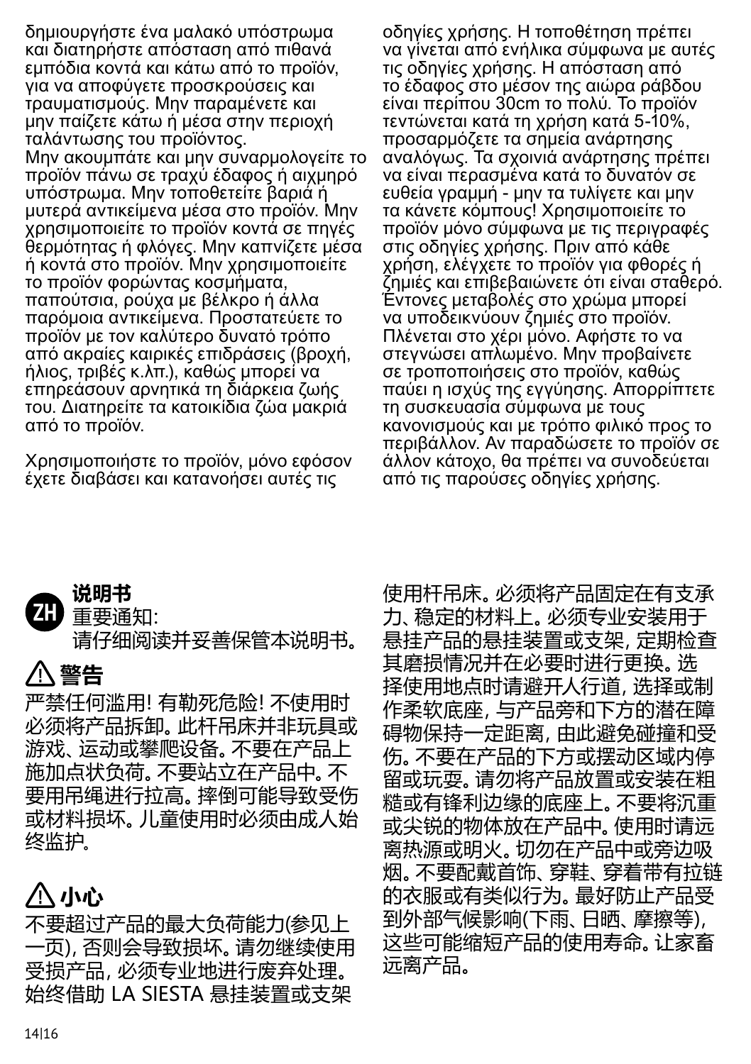δημιουργήστε ένα μαλακό υπόστρωμα και διατηρήστε απόσταση από πιθανά εμπόδια κοντά και κάτω από το προϊόν, για να αποφύγετε προσκρούσεις και τραυματισμούς. Μην παραμένετε και μην παίζετε κάτω ή μέσα στην περιοχή ταλάντωσης του προϊόντος.
Μην ακουμπάτε και μην συναρμολογείτε το προϊόν πάνω σε τραχύ έδαφος ή αιχμηρό υπόστρωμα. Μην τοποθετείτε βαριά ή μυτερά αντικείμενα μέσα στο προϊόν. Μην χρησιμοποιείτε το προϊόν κοντά σε πηγές θερμότητας ή φλόγες. Μην καπνίζετε μέσα ή κοντά στο προϊόν. Μην χρησιμοποιείτε το προϊόν φορώντας κοσμήματα, παπούτσια, ρούχα με βέλκρο ή άλλα παρόμοια αντικείμενα. Προστατεύετε το προϊόν με τον καλύτερο δυνατό τρόπο από ακραίες καιρικές επιδράσεις (βροχή, ήλιος, τριβές κ.λπ.), καθώς μπορεί να επηρεάσουν αρνητικά τη διάρκεια ζωής του. Διατηρείτε τα κατοικίδια ζώα μακριά από το προϊόν.

Χρησιμοποιήστε το προϊόν, μόνο εφόσον έχετε διαβάσει και κατανοήσει αυτές τις οδηγίες χρήσης. Η τοποθέτηση πρέπει να γίνεται από ενήλικα σύμφωνα με αυτές τις οδηγίες χρήσης. Η απόσταση από το έδαφος στο μέσον της αιώρα ράβδου είναι περίπου 30cm το πολύ. Το προϊόν τεντώνεται κατά τη χρήση κατά 5-10%, προσαρμόζετε τα σημεία ανάρτησης αναλόγως. Τα σχοινιά ανάρτησης πρέπει να είναι περασμένα κατά το δυνατόν σε ευθεία γραμμή - μην τα τυλίγετε και μην τα κάνετε κόμπους! Χρησιμοποιείτε το προϊόν μόνο σύμφωνα με τις περιγραφές στις οδηγίες χρήσης. Πριν από κάθε χρήση, ελέγχετε το προϊόν για φθορές ή ζημιές και επιβεβαιώνετε ότι είναι σταθερό. Έντονες μεταβολές στο χρώμα μπορεί να υποδεικνύουν ζημιές στο προϊόν. Πλένεται στο χέρι μόνο. Αφήστε το να στεγνώσει απλωμένο. Μην προβαίνετε σε τροποποιήσεις στο προϊόν, καθώς παύει η ισχύς της εγγύησης. Απορρίπτετε τη συσκευασία σύμφωνα με τους κανονισμούς και με τρόπο φιλικό προς το περιβάλλον. Αν παραδώσετε το προϊόν σε άλλον κάτοχο, θα πρέπει να συνοδεύεται από τις παρούσες οδηγίες χρήσης.

# ZH 说明书

重要通知:
请仔细阅读并妥善保管本说明书。

## ⚠ 警告

严禁任何滥用! 有勒死危险! 不使用时必须将产品拆卸。此杆吊床并非玩具或游戏、运动或攀爬设备。不要在产品上施加点状负荷。不要站立在产品中。不要用吊绳进行拉高。摔倒可能导致受伤或材料损坏。儿童使用时必须由成人始终监护。

## ⚠ 小心

不要超过产品的最大负荷能力(参见上一页), 否则会导致损坏。请勿继续使用受损产品, 必须专业地进行废弃处理。始终借助 LA SIESTA 悬挂装置或支架使用杆吊床。必须将产品固定在有支承力、稳定的材料上。必须专业安装用于悬挂产品的悬挂装置或支架, 定期检查其磨损情况并在必要时进行更换。选择使用地点时请避开人行道, 选择或制作柔软底座, 与产品旁和下方的潜在障碍物保持一定距离, 由此避免碰撞和受伤。不要在产品的下方或摆动区域内停留或玩耍。请勿将产品放置或安装在粗糙或有锋利边缘的底座上。不要将沉重或尖锐的物体放在产品中。使用时请远离热源或明火。切勿在产品中或旁边吸烟。不要配戴首饰、穿鞋、穿着带有拉链的衣服或有类似行为。最好防止产品受到外部气候影响(下雨、日晒、摩擦等), 这些可能缩短产品的使用寿命。让家畜远离产品。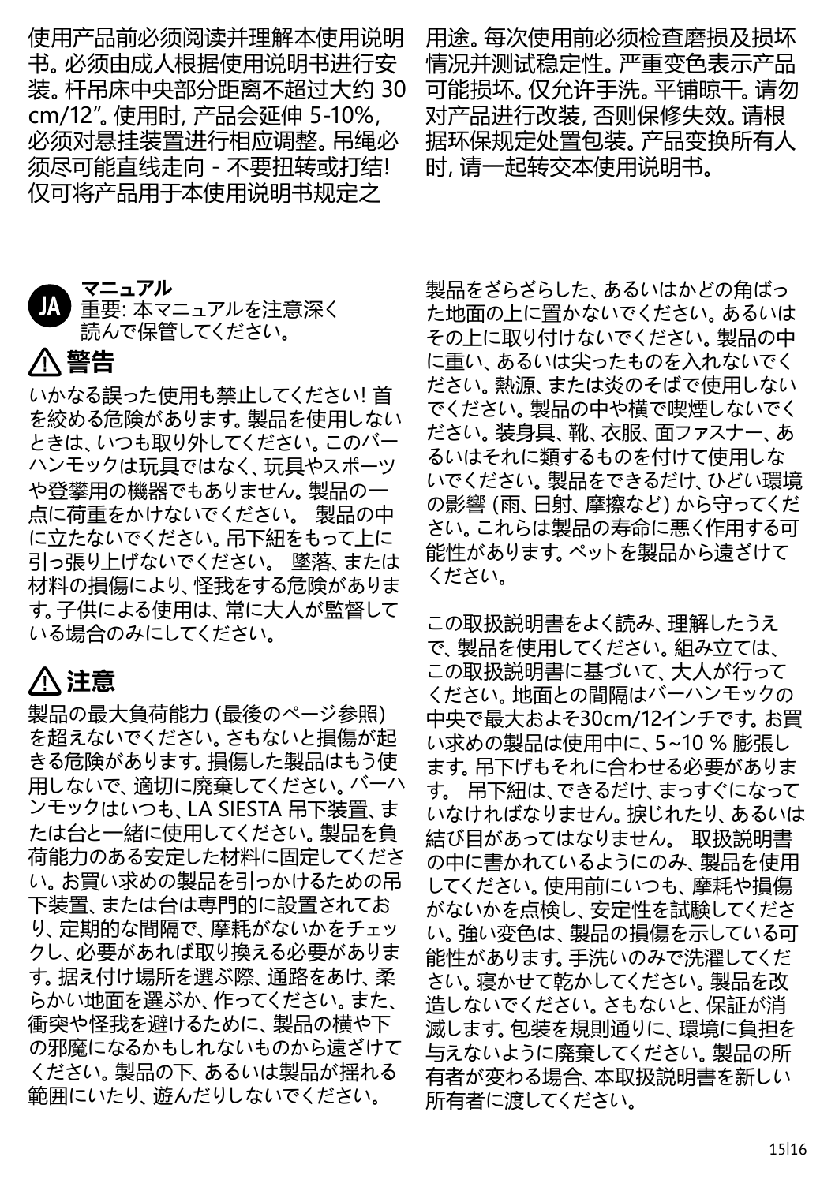使用产品前必须阅读并理解本使用说明书。必须由成人根据使用说明书进行安装。杆吊床中央部分距离不超过大约 30 cm/12″。使用时, 产品会延伸 5-10%, 必须对悬挂装置进行相应调整。吊绳必须尽可能直线走向 - 不要扭转或打结! 仅可将产品用于本使用说明书规定之用途。每次使用前必须检查磨损及损坏情况并测试稳定性。严重变色表示产品可能损坏。仅允许手洗。平铺晾干。请勿对产品进行改装, 否则保修失效。请根据环保规定处置包装。产品变换所有人时, 请一起转交本使用说明书。

## JA マニュアル

重要: 本マニュアルを注意深く読んで保管してください。

### ⚠ 警告

いかなる誤った使用も禁止してください! 首を絞める危険があります。製品を使用しないときは、いつも取り外してください。このバーハンモックは玩具ではなく、玩具やスポーツや登攀用の機器でもありません。製品の一点に荷重をかけないでください。 製品の中に立たないでください。吊下紐をもって上に引っ張り上げないでください。 墜落、または材料の損傷により、怪我をする危険があります。子供による使用は、常に大人が監督している場合のみにしてください。

### ⚠ 注意

製品の最大負荷能力 (最後のページ参照) を超えないでください。さもないと損傷が起きる危険があります。損傷した製品はもう使用しないで、適切に廃棄してください。バーハンモックはいつも、LA SIESTA 吊下装置、または台と一緒に使用してください。製品を負荷能力のある安定した材料に固定してください。お買い求めの製品を引っかけるための吊下装置、または台は専門的に設置されており、定期的な間隔で、摩耗がないかをチェックし、必要があれば取り換える必要があります。据え付け場所を選ぶ際、通路をあけ、柔らかい地面を選ぶか、作ってください。また、衝突や怪我を避けるために、製品の横や下の邪魔になるかもしれないものから遠ざけてください。製品の下、あるいは製品が揺れる範囲にいたり、遊んだりしないでください。製品をざらざらした、あるいはかどの角ばった地面の上に置かないでください。あるいはその上に取り付けないでください。製品の中に重い、あるいは尖ったものを入れないでください。熱源、または炎のそばで使用しないでください。製品の中や横で喫煙しないでください。装身具、靴、衣服、面ファスナー、あるいはそれに類するものを付けて使用しないでください。製品をできるだけ、ひどい環境の影響 (雨、日射、摩擦など) から守ってください。これらは製品の寿命に悪く作用する可能性があります。ペットを製品から遠ざけてください。

この取扱説明書をよく読み、理解したうえで、製品を使用してください。組み立ては、この取扱説明書に基づいて、大人が行ってください。地面との間隔はバーハンモックの中央で最大およそ30cm/12インチです。お買い求めの製品は使用中に、5~10 % 膨張します。吊下げもそれに合わせる必要があります。 吊下紐は、できるだけ、まっすぐになっていなければなりません。捩じれたり、あるいは結び目があってはなりません。 取扱説明書の中に書かれているようにのみ、製品を使用してください。使用前にいつも、摩耗や損傷がないかを点検し、安定性を試験してください。強い変色は、製品の損傷を示している可能性があります。手洗いのみで洗濯してください。寝かせて乾かしてください。製品を改造しないでください。さもないと、保証が消滅します。包装を規則通りに、環境に負担を与えないように廃棄してください。製品の所有者が変わる場合、本取扱説明書を新しい所有者に渡してください。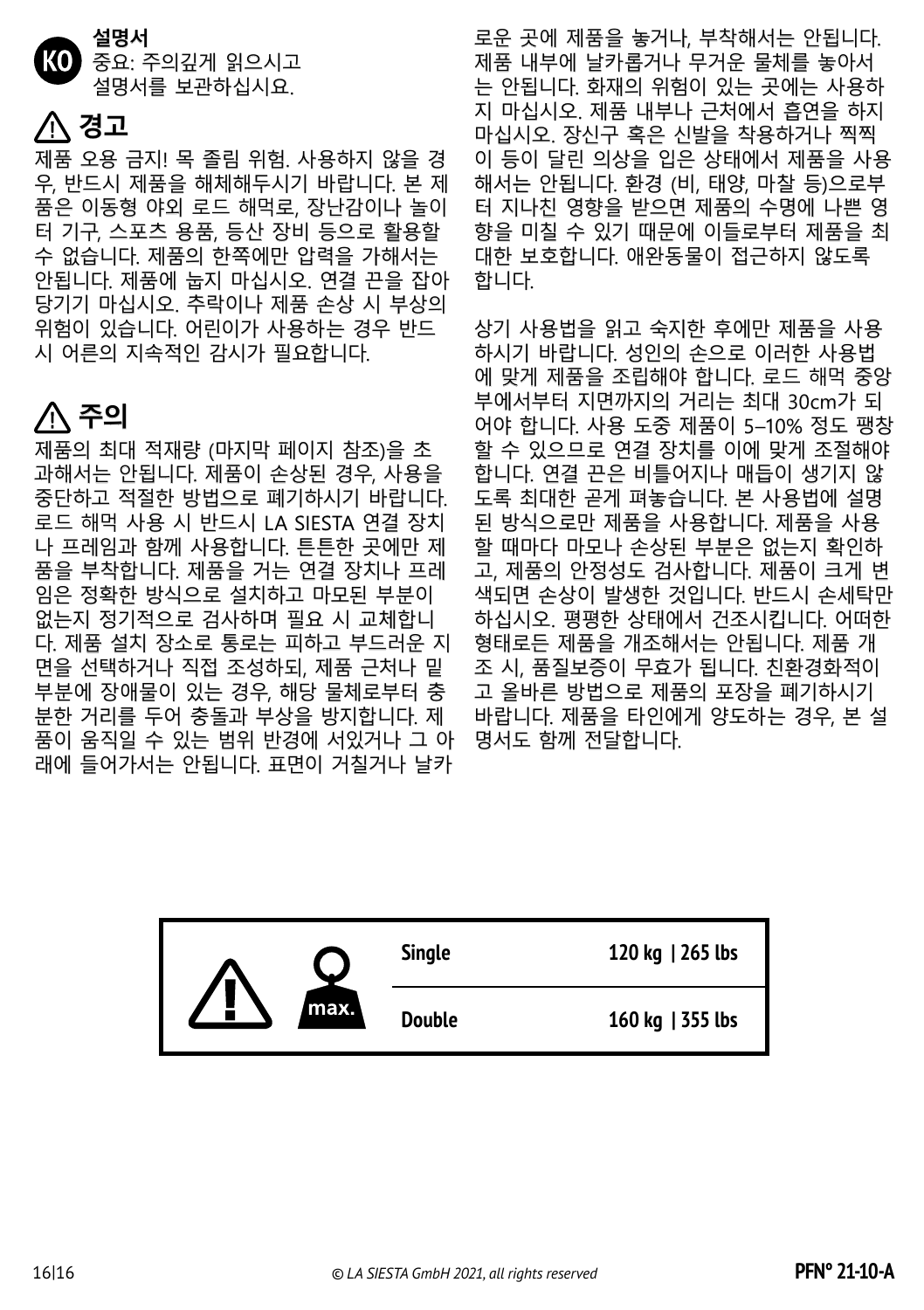**KO** **설명서**
중요: 주의깊게 읽으시고
설명서를 보관하십시요.

## ⚠ 경고

제품 오용 금지! 목 졸림 위험. 사용하지 않을 경우, 반드시 제품을 해체해두시기 바랍니다. 본 제품은 이동형 야외 로드 해먹로, 장난감이나 놀이터 기구, 스포츠 용품, 등산 장비 등으로 활용할 수 없습니다. 제품의 한쪽에만 압력을 가해서는 안됩니다. 제품에 눕지 마십시오. 연결 끈을 잡아 당기기 마십시오. 추락이나 제품 손상 시 부상의 위험이 있습니다. 어린이가 사용하는 경우 반드시 어른의 지속적인 감시가 필요합니다.

## ⚠ 주의

제품의 최대 적재량 (마지막 페이지 참조)을 초과해서는 안됩니다. 제품이 손상된 경우, 사용을 중단하고 적절한 방법으로 폐기하시기 바랍니다. 로드 해먹 사용 시 반드시 LA SIESTA 연결 장치나 프레임과 함께 사용합니다. 튼튼한 곳에만 제품을 부착합니다. 제품을 거는 연결 장치나 프레임은 정확한 방식으로 설치하고 마모된 부분이 없는지 정기적으로 검사하며 필요 시 교체합니다. 제품 설치 장소로 통로는 피하고 부드러운 지면을 선택하거나 직접 조성하되, 제품 근처나 밑부분에 장애물이 있는 경우, 해당 물체로부터 충분한 거리를 두어 충돌과 부상을 방지합니다. 제품이 움직일 수 있는 범위 반경에 서있거나 그 아래에 들어가서는 안됩니다. 표면이 거칠거나 날카로운 곳에 제품을 놓거나, 부착해서는 안됩니다. 제품 내부에 날카롭거나 무거운 물체를 놓아서는 안됩니다. 화재의 위험이 있는 곳에는 사용하지 마십시오. 제품 내부나 근처에서 흡연을 하지 마십시오. 장신구 혹은 신발을 착용하거나 찍찍이 등이 달린 의상을 입은 상태에서 제품을 사용해서는 안됩니다. 환경 (비, 태양, 마찰 등)으로부터 지나친 영향을 받으면 제품의 수명에 나쁜 영향을 미칠 수 있기 때문에 이들로부터 제품을 최대한 보호합니다. 애완동물이 접근하지 않도록 합니다.

상기 사용법을 읽고 숙지한 후에만 제품을 사용하시기 바랍니다. 성인의 손으로 이러한 사용법에 맞게 제품을 조립해야 합니다. 로드 해먹 중앙부에서부터 지면까지의 거리는 최대 30cm가 되어야 합니다. 사용 도중 제품이 5–10% 정도 팽창할 수 있으므로 연결 장치를 이에 맞게 조절해야 합니다. 연결 끈은 비틀어지나 매듭이 생기지 않도록 최대한 곧게 펴놓습니다. 본 사용법에 설명된 방식으로만 제품을 사용합니다. 제품을 사용할 때마다 마모나 손상된 부분은 없는지 확인하고, 제품의 안정성도 검사합니다. 제품이 크게 변색되면 손상이 발생한 것입니다. 반드시 손세탁만 하십시오. 평평한 상태에서 건조시킵니다. 어떠한 형태로든 제품을 개조해서는 안됩니다. 제품 개조 시, 품질보증이 무효가 됩니다. 친환경화적이고 올바른 방법으로 제품의 포장을 폐기하시기 바랍니다. 제품을 타인에게 양도하는 경우, 본 설명서도 함께 전달합니다.

| ⚠ max. | | |
|---|---|---|
| | Single | 120 kg \| 265 lbs |
| | Double | 160 kg \| 355 lbs |

*© LA SIESTA GmbH 2021, all rights reserved*

**PFN° 21-10-A**